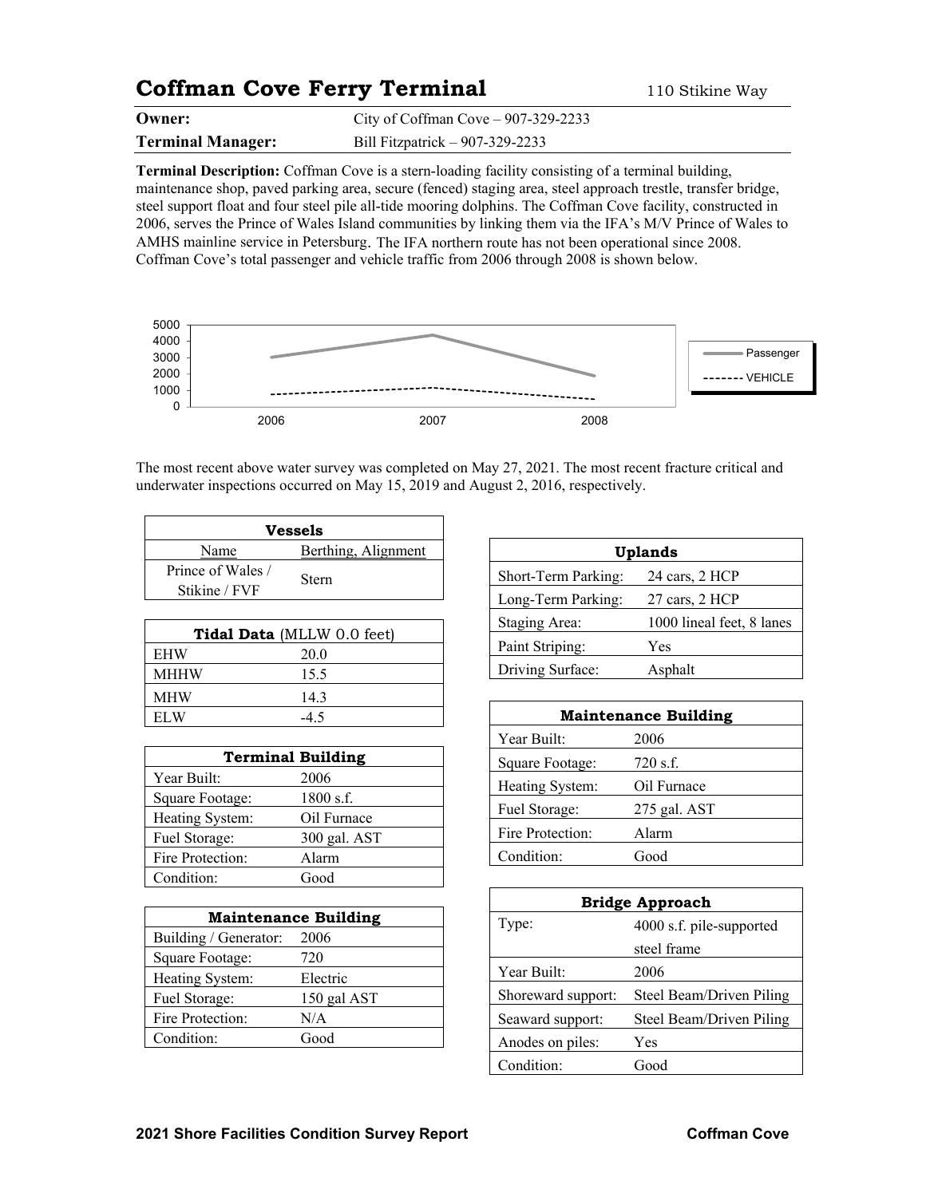# Coffman Cove Ferry Terminal

110 Stikine Way

| | |
|---|---|
| **Owner:** | City of Coffman Cove – 907-329-2233 |
| **Terminal Manager:** | Bill Fitzpatrick – 907-329-2233 |

**Terminal Description:** Coffman Cove is a stern-loading facility consisting of a terminal building, maintenance shop, paved parking area, secure (fenced) staging area, steel approach trestle, transfer bridge, steel support float and four steel pile all-tide mooring dolphins. The Coffman Cove facility, constructed in 2006, serves the Prince of Wales Island communities by linking them via the IFA's M/V Prince of Wales to AMHS mainline service in Petersburg. The IFA northern route has not been operational since 2008. Coffman Cove's total passenger and vehicle traffic from 2006 through 2008 is shown below.

The most recent above water survey was completed on May 27, 2021. The most recent fracture critical and underwater inspections occurred on May 15, 2019 and August 2, 2016, respectively.

| Vessels | |
|---|---|
| Name | Berthing, Alignment |
| Prince of Wales / Stikine / FVF | Stern |

| Tidal Data (MLLW 0.0 feet) | |
|---|---|
| EHW | 20.0 |
| MHHW | 15.5 |
| MHW | 14.3 |
| ELW | -4.5 |

| Terminal Building | |
|---|---|
| Year Built: | 2006 |
| Square Footage: | 1800 s.f. |
| Heating System: | Oil Furnace |
| Fuel Storage: | 300 gal. AST |
| Fire Protection: | Alarm |
| Condition: | Good |

| Maintenance Building | |
|---|---|
| Building / Generator: | 2006 |
| Square Footage: | 720 |
| Heating System: | Electric |
| Fuel Storage: | 150 gal AST |
| Fire Protection: | N/A |
| Condition: | Good |

| Uplands | |
|---|---|
| Short-Term Parking: | 24 cars, 2 HCP |
| Long-Term Parking: | 27 cars, 2 HCP |
| Staging Area: | 1000 lineal feet, 8 lanes |
| Paint Striping: | Yes |
| Driving Surface: | Asphalt |

| Maintenance Building | |
|---|---|
| Year Built: | 2006 |
| Square Footage: | 720 s.f. |
| Heating System: | Oil Furnace |
| Fuel Storage: | 275 gal. AST |
| Fire Protection: | Alarm |
| Condition: | Good |

| Bridge Approach | |
|---|---|
| Type: | 4000 s.f. pile-supported steel frame |
| Year Built: | 2006 |
| Shoreward support: | Steel Beam/Driven Piling |
| Seaward support: | Steel Beam/Driven Piling |
| Anodes on piles: | Yes |
| Condition: | Good |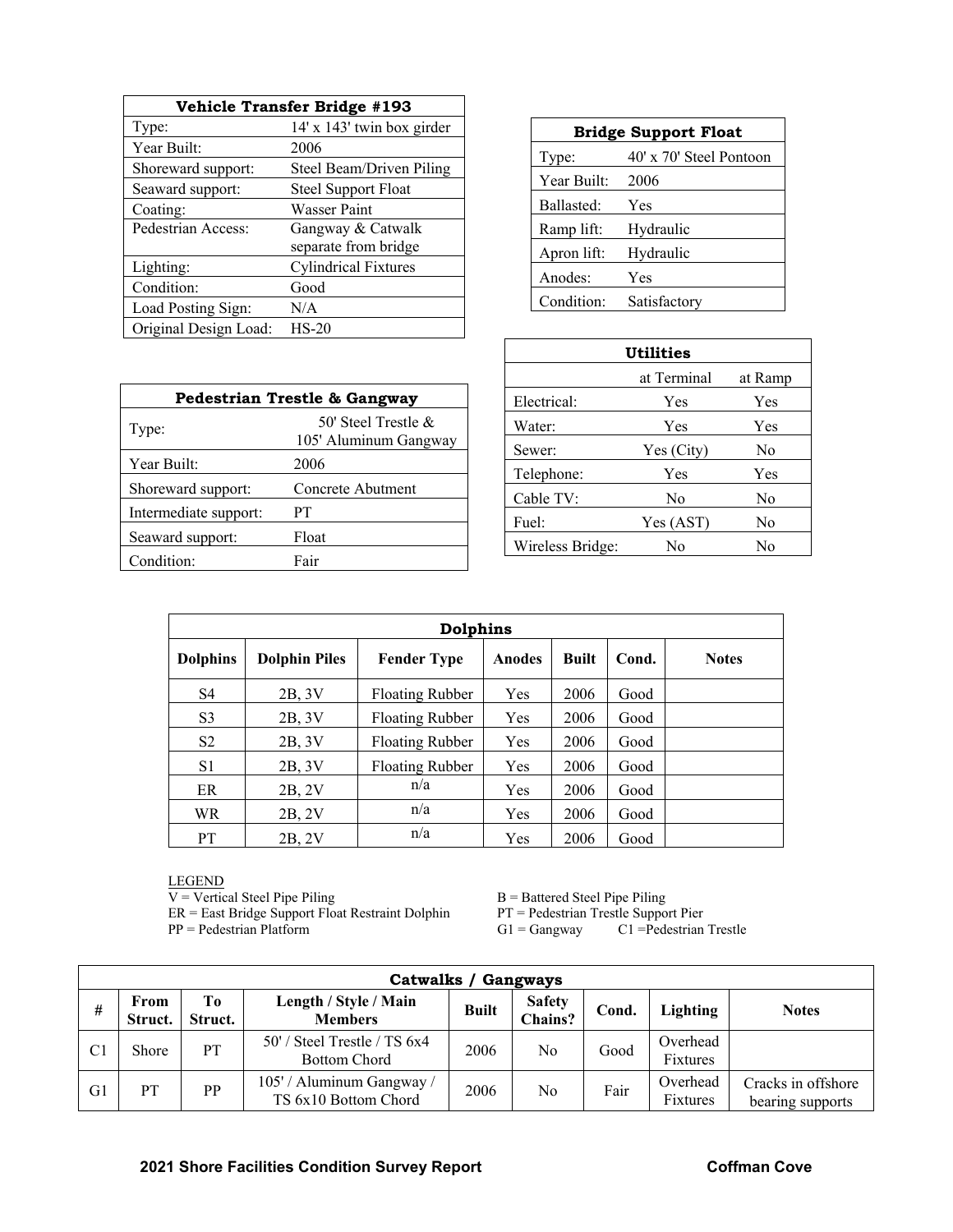| Vehicle Transfer Bridge #193 | |
|---|---|
| Type: | 14' x 143' twin box girder |
| Year Built: | 2006 |
| Shoreward support: | Steel Beam/Driven Piling |
| Seaward support: | Steel Support Float |
| Coating: | Wasser Paint |
| Pedestrian Access: | Gangway & Catwalk separate from bridge |
| Lighting: | Cylindrical Fixtures |
| Condition: | Good |
| Load Posting Sign: | N/A |
| Original Design Load: | HS-20 |

| Bridge Support Float | |
|---|---|
| Type: | 40' x 70' Steel Pontoon |
| Year Built: | 2006 |
| Ballasted: | Yes |
| Ramp lift: | Hydraulic |
| Apron lift: | Hydraulic |
| Anodes: | Yes |
| Condition: | Satisfactory |

| Pedestrian Trestle & Gangway | |
|---|---|
| Type: | 50' Steel Trestle & 105' Aluminum Gangway |
| Year Built: | 2006 |
| Shoreward support: | Concrete Abutment |
| Intermediate support: | PT |
| Seaward support: | Float |
| Condition: | Fair |

| Utilities | | |
|---|---|---|
| | at Terminal | at Ramp |
| Electrical: | Yes | Yes |
| Water: | Yes | Yes |
| Sewer: | Yes (City) | No |
| Telephone: | Yes | Yes |
| Cable TV: | No | No |
| Fuel: | Yes (AST) | No |
| Wireless Bridge: | No | No |

| Dolphins | | | | | | |
|---|---|---|---|---|---|---|
| **Dolphins** | **Dolphin Piles** | **Fender Type** | **Anodes** | **Built** | **Cond.** | **Notes** |
| S4 | 2B, 3V | Floating Rubber | Yes | 2006 | Good | |
| S3 | 2B, 3V | Floating Rubber | Yes | 2006 | Good | |
| S2 | 2B, 3V | Floating Rubber | Yes | 2006 | Good | |
| S1 | 2B, 3V | Floating Rubber | Yes | 2006 | Good | |
| ER | 2B, 2V | n/a | Yes | 2006 | Good | |
| WR | 2B, 2V | n/a | Yes | 2006 | Good | |
| PT | 2B, 2V | n/a | Yes | 2006 | Good | |

LEGEND
V = Vertical Steel Pipe Piling
B = Battered Steel Pipe Piling
ER = East Bridge Support Float Restraint Dolphin
PT = Pedestrian Trestle Support Pier
PP = Pedestrian Platform
G1 = Gangway
C1 =Pedestrian Trestle

| Catwalks / Gangways | | | | | | | | |
|---|---|---|---|---|---|---|---|---|
| **#** | **From Struct.** | **To Struct.** | **Length / Style / Main Members** | **Built** | **Safety Chains?** | **Cond.** | **Lighting** | **Notes** |
| C1 | Shore | PT | 50' / Steel Trestle / TS 6x4 Bottom Chord | 2006 | No | Good | Overhead Fixtures | |
| G1 | PT | PP | 105' / Aluminum Gangway / TS 6x10 Bottom Chord | 2006 | No | Fair | Overhead Fixtures | Cracks in offshore bearing supports |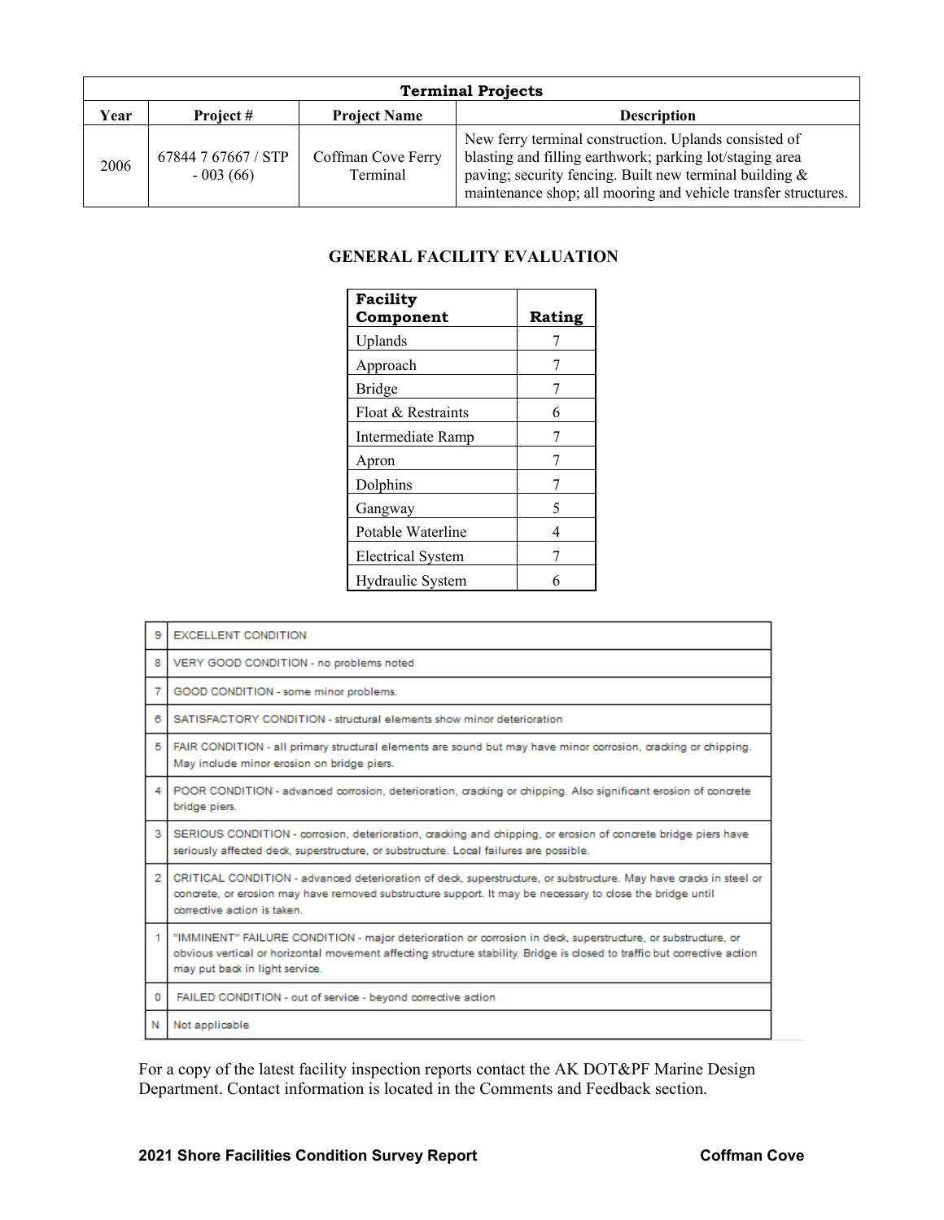| Terminal Projects | | | |
|---|---|---|---|
| Year | Project # | Project Name | Description |
| 2006 | 67844 7 67667 / STP - 003 (66) | Coffman Cove Ferry Terminal | New ferry terminal construction. Uplands consisted of blasting and filling earthwork; parking lot/staging area paving; security fencing. Built new terminal building & maintenance shop; all mooring and vehicle transfer structures. |

## GENERAL FACILITY EVALUATION

| Facility Component | Rating |
|---|---|
| Uplands | 7 |
| Approach | 7 |
| Bridge | 7 |
| Float & Restraints | 6 |
| Intermediate Ramp | 7 |
| Apron | 7 |
| Dolphins | 7 |
| Gangway | 5 |
| Potable Waterline | 4 |
| Electrical System | 7 |
| Hydraulic System | 6 |

| | |
|---|---|
| 9 | EXCELLENT CONDITION |
| 8 | VERY GOOD CONDITION - no problems noted |
| 7 | GOOD CONDITION - some minor problems. |
| 6 | SATISFACTORY CONDITION - structural elements show minor deterioration |
| 5 | FAIR CONDITION - all primary structural elements are sound but may have minor corrosion, cracking or chipping. May include minor erosion on bridge piers. |
| 4 | POOR CONDITION - advanced corrosion, deterioration, cracking or chipping. Also significant erosion of concrete bridge piers. |
| 3 | SERIOUS CONDITION - corrosion, deterioration, cracking and chipping, or erosion of concrete bridge piers have seriously affected deck, superstructure, or substructure. Local failures are possible. |
| 2 | CRITICAL CONDITION - advanced deterioration of deck, superstructure, or substructure. May have cracks in steel or concrete, or erosion may have removed substructure support. It may be necessary to close the bridge until corrective action is taken. |
| 1 | "IMMINENT" FAILURE CONDITION - major deterioration or corrosion in deck, superstructure, or substructure, or obvious vertical or horizontal movement affecting structure stability. Bridge is closed to traffic but corrective action may put back in light service. |
| 0 | FAILED CONDITION - out of service - beyond corrective action |
| N | Not applicable |

For a copy of the latest facility inspection reports contact the AK DOT&PF Marine Design Department. Contact information is located in the Comments and Feedback section.